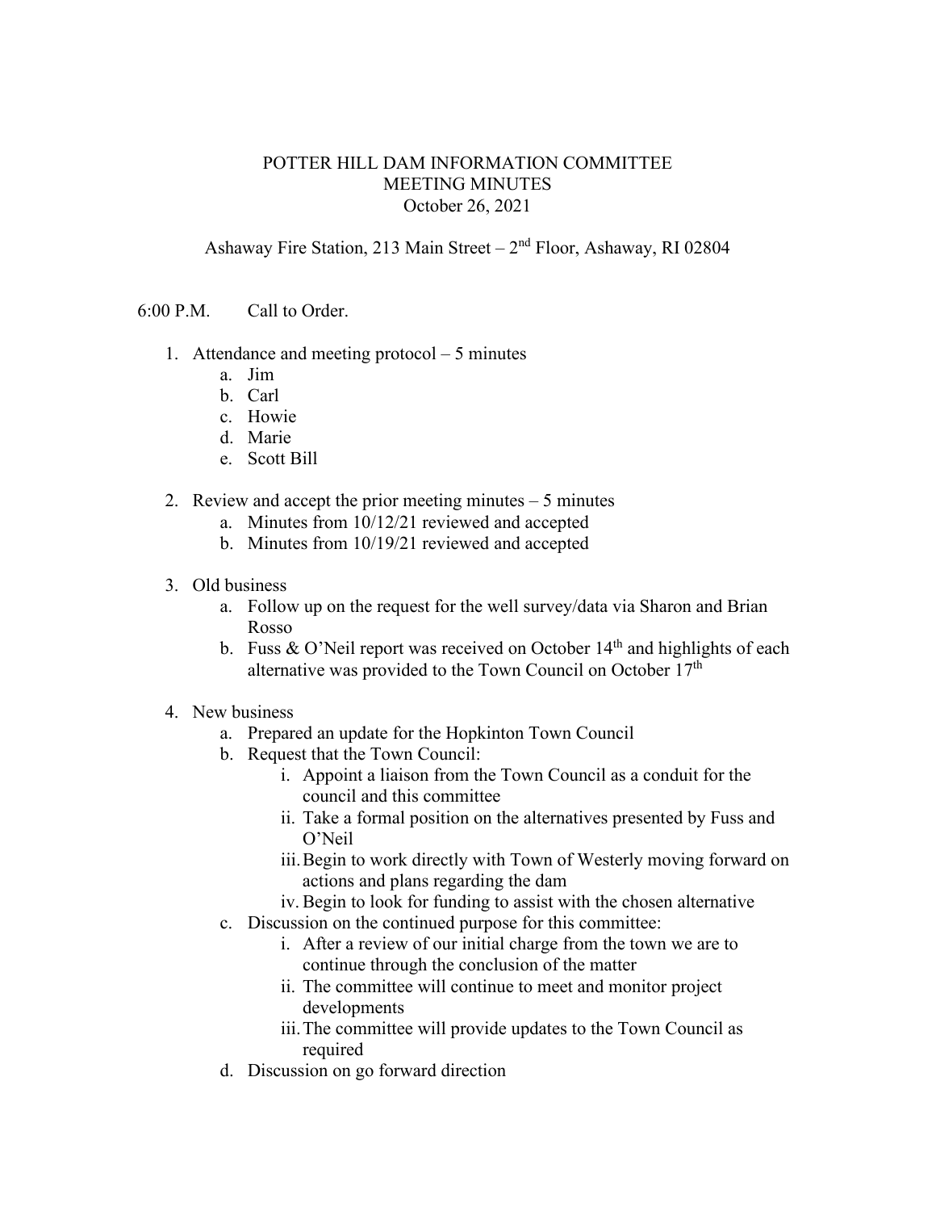# POTTER HILL DAM INFORMATION COMMITTEE
## MEETING MINUTES
October 26, 2021

Ashaway Fire Station, 213 Main Street – 2nd Floor, Ashaway, RI 02804

6:00 P.M. Call to Order.

1. Attendance and meeting protocol – 5 minutes
   a. Jim
   b. Carl
   c. Howie
   d. Marie
   e. Scott Bill

2. Review and accept the prior meeting minutes – 5 minutes
   a. Minutes from 10/12/21 reviewed and accepted
   b. Minutes from 10/19/21 reviewed and accepted

3. Old business
   a. Follow up on the request for the well survey/data via Sharon and Brian Rosso
   b. Fuss & O'Neil report was received on October 14th and highlights of each alternative was provided to the Town Council on October 17th

4. New business
   a. Prepared an update for the Hopkinton Town Council
   b. Request that the Town Council:
      i. Appoint a liaison from the Town Council as a conduit for the council and this committee
      ii. Take a formal position on the alternatives presented by Fuss and O'Neil
      iii. Begin to work directly with Town of Westerly moving forward on actions and plans regarding the dam
      iv. Begin to look for funding to assist with the chosen alternative
   c. Discussion on the continued purpose for this committee:
      i. After a review of our initial charge from the town we are to continue through the conclusion of the matter
      ii. The committee will continue to meet and monitor project developments
      iii. The committee will provide updates to the Town Council as required
   d. Discussion on go forward direction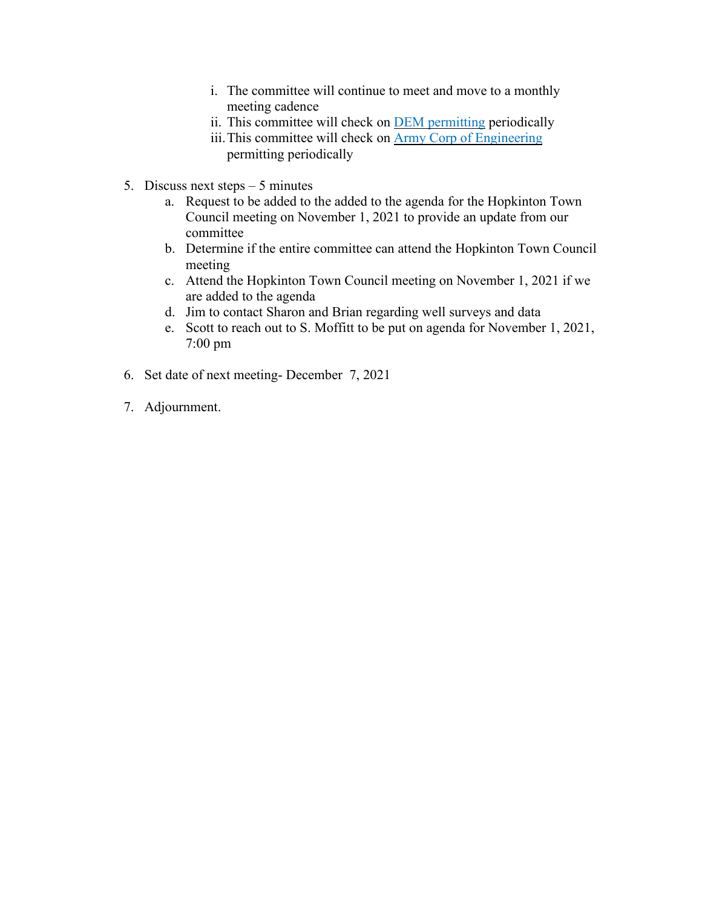- i. The committee will continue to meet and move to a monthly meeting cadence
   - ii. This committee will check on DEM permitting periodically
   - iii. This committee will check on Army Corp of Engineering permitting periodically

5. Discuss next steps – 5 minutes
   a. Request to be added to the added to the agenda for the Hopkinton Town Council meeting on November 1, 2021 to provide an update from our committee
   b. Determine if the entire committee can attend the Hopkinton Town Council meeting
   c. Attend the Hopkinton Town Council meeting on November 1, 2021 if we are added to the agenda
   d. Jim to contact Sharon and Brian regarding well surveys and data
   e. Scott to reach out to S. Moffitt to be put on agenda for November 1, 2021, 7:00 pm

6. Set date of next meeting- December 7, 2021

7. Adjournment.